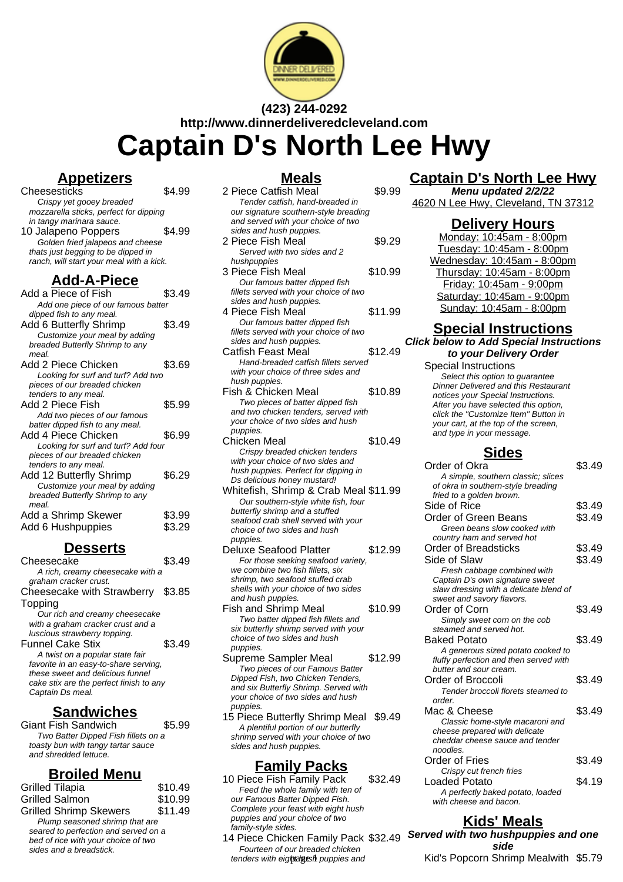**(423) 244-0292**
**http://www.dinnerdeliveredcleveland.com**

# Captain D's North Lee Hwy

## Appetizers

Cheesesticks $4.99
*Crispy yet gooey breaded mozzarella sticks, perfect for dipping in tangy marinara sauce.*

10 Jalapeno Poppers $4.99
*Golden fried jalapeos and cheese thats just begging to be dipped in ranch, will start your meal with a kick.*

## Add-A-Piece

Add a Piece of Fish $3.49
*Add one piece of our famous batter dipped fish to any meal.*

Add 6 Butterfly Shrimp $3.49
*Customize your meal by adding breaded Butterfly Shrimp to any meal.*

Add 2 Piece Chicken $3.69
*Looking for surf and turf? Add two pieces of our breaded chicken tenders to any meal.*

Add 2 Piece Fish $5.99
*Add two pieces of our famous batter dipped fish to any meal.*

Add 4 Piece Chicken $6.99
*Looking for surf and turf? Add four pieces of our breaded chicken tenders to any meal.*

Add 12 Butterfly Shrimp $6.29
*Customize your meal by adding breaded Butterfly Shrimp to any meal.*

Add a Shrimp Skewer $3.99

Add 6 Hushpuppies $3.29

## Desserts

Cheesecake $3.49
*A rich, creamy cheesecake with a graham cracker crust.*

Cheesecake with Strawberry Topping $3.85
*Our rich and creamy cheesecake with a graham cracker crust and a luscious strawberry topping.*

Funnel Cake Stix $3.49
*A twist on a popular state fair favorite in an easy-to-share serving, these sweet and delicious funnel cake stix are the perfect finish to any Captain Ds meal.*

## Sandwiches

Giant Fish Sandwich $5.99
*Two Batter Dipped Fish fillets on a toasty bun with tangy tartar sauce and shredded lettuce.*

## Broiled Menu

Grilled Tilapia $10.49

Grilled Salmon $10.99

Grilled Shrimp Skewers $11.49
*Plump seasoned shrimp that are seared to perfection and served on a bed of rice with your choice of two sides and a breadstick.*

## Meals

2 Piece Catfish Meal $9.99
*Tender catfish, hand-breaded in our signature southern-style breading and served with your choice of two sides and hush puppies.*

2 Piece Fish Meal $9.29
*Served with two sides and 2 hushpuppies*

3 Piece Fish Meal $10.99
*Our famous batter dipped fish fillets served with your choice of two sides and hush puppies.*

4 Piece Fish Meal $11.99
*Our famous batter dipped fish fillets served with your choice of two sides and hush puppies.*

Catfish Feast Meal $12.49
*Hand-breaded catfish fillets served with your choice of three sides and hush puppies.*

Fish & Chicken Meal $10.89
*Two pieces of batter dipped fish and two chicken tenders, served with your choice of two sides and hush puppies.*

Chicken Meal $10.49
*Crispy breaded chicken tenders with your choice of two sides and hush puppies. Perfect for dipping in Ds delicious honey mustard!*

Whitefish, Shrimp & Crab Meal $11.99
*Our southern-style white fish, four butterfly shrimp and a stuffed seafood crab shell served with your choice of two sides and hush puppies.*

Deluxe Seafood Platter $12.99
*For those seeking seafood variety, we combine two fish fillets, six shrimp, two seafood stuffed crab shells with your choice of two sides and hush puppies.*

Fish and Shrimp Meal $10.99
*Two batter dipped fish fillets and six butterfly shrimp served with your choice of two sides and hush puppies.*

Supreme Sampler Meal $12.99
*Two pieces of our Famous Batter Dipped Fish, two Chicken Tenders, and six Butterfly Shrimp. Served with your choice of two sides and hush puppies.*

15 Piece Butterfly Shrimp Meal $9.49
*A plentiful portion of our butterfly shrimp served with your choice of two sides and hush puppies.*

## Family Packs

10 Piece Fish Family Pack $32.49
*Feed the whole family with ten of our Famous Batter Dipped Fish. Complete your feast with eight hush puppies and your choice of two family-style sides.*

14 Piece Chicken Family Pack $32.49
*Fourteen of our breaded chicken tenders with eight hush puppies and*

## Captain D's North Lee Hwy

**Menu updated 2/2/22**

4620 N Lee Hwy, Cleveland, TN 37312

## Delivery Hours

Monday: 10:45am - 8:00pm
Tuesday: 10:45am - 8:00pm
Wednesday: 10:45am - 8:00pm
Thursday: 10:45am - 8:00pm
Friday: 10:45am - 9:00pm
Saturday: 10:45am - 9:00pm
Sunday: 10:45am - 8:00pm

## Special Instructions

**Click below to Add Special Instructions to your Delivery Order**

Special Instructions
*Select this option to guarantee Dinner Delivered and this Restaurant notices your Special Instructions. After you have selected this option, click the "Customize Item" Button in your cart, at the top of the screen, and type in your message.*

## Sides

Order of Okra $3.49
*A simple, southern classic; slices of okra in southern-style breading fried to a golden brown.*

Side of Rice $3.49

Order of Green Beans $3.49
*Green beans slow cooked with country ham and served hot*

Order of Breadsticks $3.49

Side of Slaw $3.49
*Fresh cabbage combined with Captain D's own signature sweet slaw dressing with a delicate blend of sweet and savory flavors.*

Order of Corn $3.49
*Simply sweet corn on the cob steamed and served hot.*

Baked Potato $3.49
*A generous sized potato cooked to fluffy perfection and then served with butter and sour cream.*

Order of Broccoli $3.49
*Tender broccoli florets steamed to order.*

Mac & Cheese $3.49
*Classic home-style macaroni and cheese prepared with delicate cheddar cheese sauce and tender noodles.*

Order of Fries $3.49
*Crispy cut french fries*

Loaded Potato $4.19
*A perfectly baked potato, loaded with cheese and bacon.*

## Kids' Meals

**Served with two hushpuppies and one side**

Kid's Popcorn Shrimp Mealwith $5.79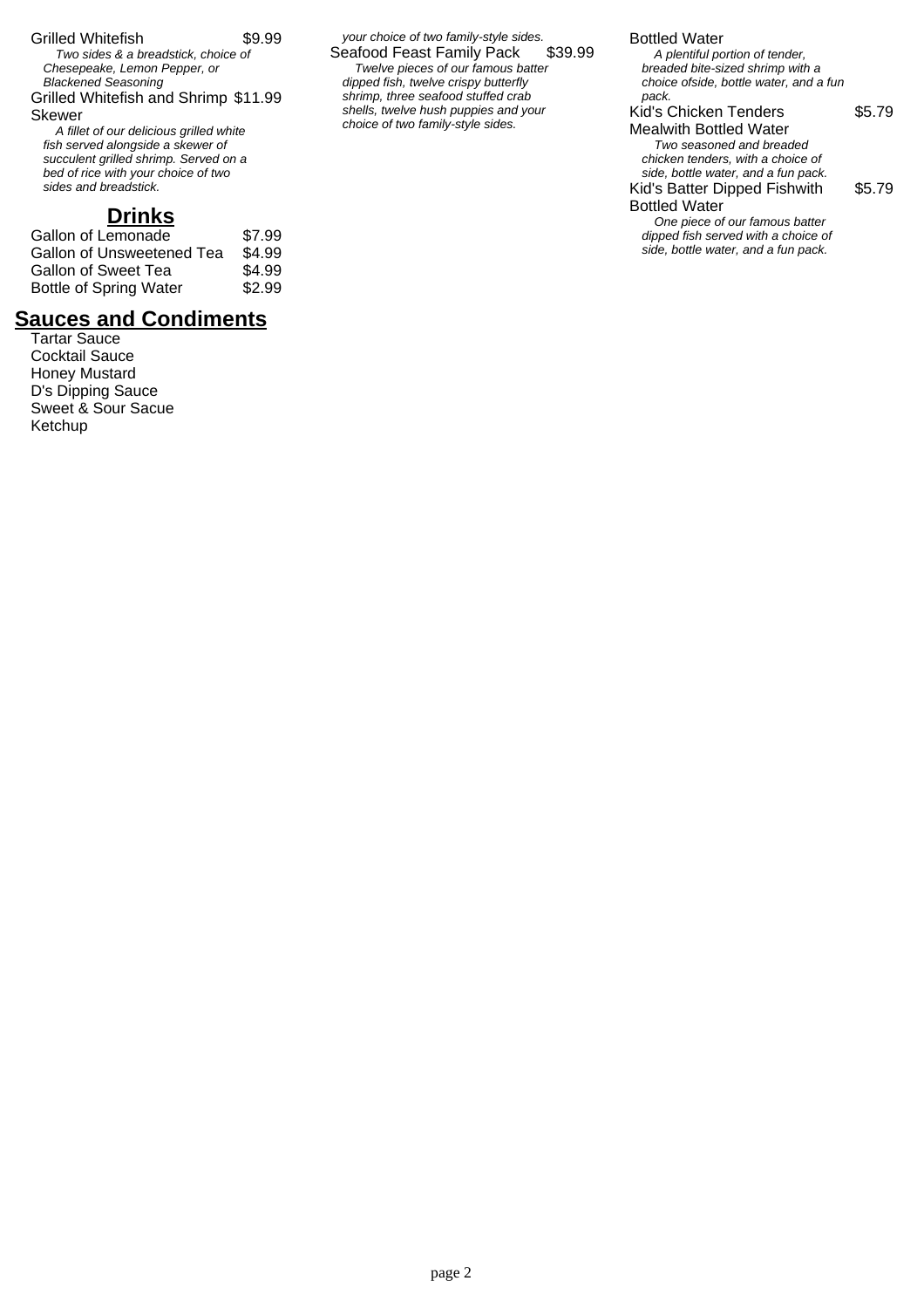Grilled Whitefish $9.99

*Two sides & a breadstick, choice of Chesepeake, Lemon Pepper, or Blackened Seasoning*

Grilled Whitefish and Shrimp Skewer $11.99

*A fillet of our delicious grilled white fish served alongside a skewer of succulent grilled shrimp. Served on a bed of rice with your choice of two sides and breadstick.*

## Drinks

| | |
|---|---|
| Gallon of Lemonade | $7.99 |
| Gallon of Unsweetened Tea | $4.99 |
| Gallon of Sweet Tea | $4.99 |
| Bottle of Spring Water | $2.99 |

## Sauces and Condiments

Tartar Sauce
Cocktail Sauce
Honey Mustard
D's Dipping Sauce
Sweet & Sour Sacue
Ketchup

*your choice of two family-style sides.*

Seafood Feast Family Pack $39.99

*Twelve pieces of our famous batter dipped fish, twelve crispy butterfly shrimp, three seafood stuffed crab shells, twelve hush puppies and your choice of two family-style sides.*

Bottled Water

*A plentiful portion of tender, breaded bite-sized shrimp with a choice ofside, bottle water, and a fun pack.*

Kid's Chicken Tenders Mealwith Bottled Water $5.79

*Two seasoned and breaded chicken tenders, with a choice of side, bottle water, and a fun pack.*

Kid's Batter Dipped Fishwith Bottled Water $5.79

*One piece of our famous batter dipped fish served with a choice of side, bottle water, and a fun pack.*